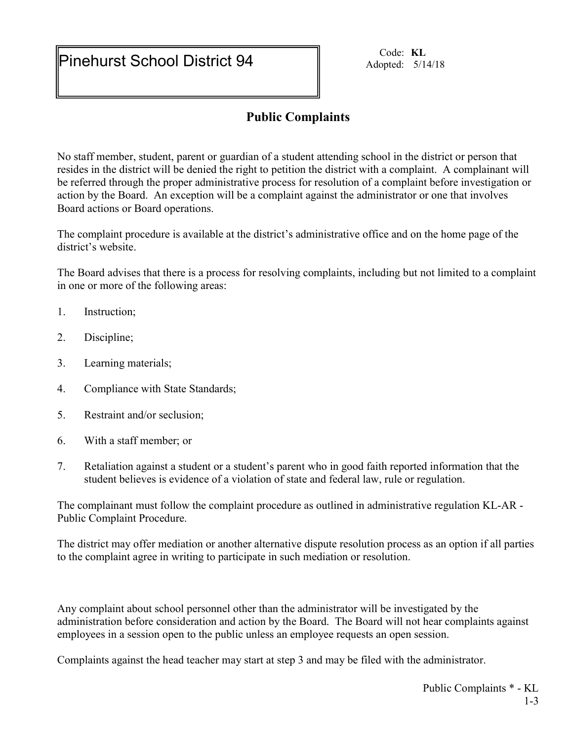Pinehurst School District 94

Code: **KL**
Adopted: 5/14/18

## Public Complaints

No staff member, student, parent or guardian of a student attending school in the district or person that resides in the district will be denied the right to petition the district with a complaint. A complainant will be referred through the proper administrative process for resolution of a complaint before investigation or action by the Board. An exception will be a complaint against the administrator or one that involves Board actions or Board operations.

The complaint procedure is available at the district's administrative office and on the home page of the district's website.

The Board advises that there is a process for resolving complaints, including but not limited to a complaint in one or more of the following areas:

1. Instruction;
2. Discipline;
3. Learning materials;
4. Compliance with State Standards;
5. Restraint and/or seclusion;
6. With a staff member; or
7. Retaliation against a student or a student's parent who in good faith reported information that the student believes is evidence of a violation of state and federal law, rule or regulation.

The complainant must follow the complaint procedure as outlined in administrative regulation KL-AR - Public Complaint Procedure.

The district may offer mediation or another alternative dispute resolution process as an option if all parties to the complaint agree in writing to participate in such mediation or resolution.

Any complaint about school personnel other than the administrator will be investigated by the administration before consideration and action by the Board. The Board will not hear complaints against employees in a session open to the public unless an employee requests an open session.

Complaints against the head teacher may start at step 3 and may be filed with the administrator.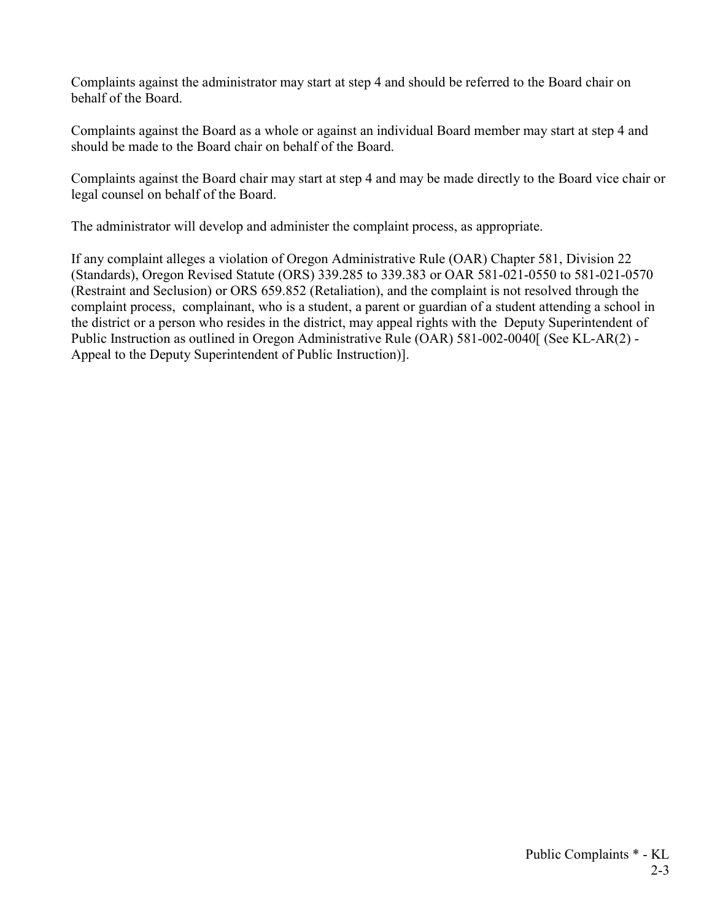Complaints against the administrator may start at step 4 and should be referred to the Board chair on behalf of the Board.

Complaints against the Board as a whole or against an individual Board member may start at step 4 and should be made to the Board chair on behalf of the Board.

Complaints against the Board chair may start at step 4 and may be made directly to the Board vice chair or legal counsel on behalf of the Board.

The administrator will develop and administer the complaint process, as appropriate.

If any complaint alleges a violation of Oregon Administrative Rule (OAR) Chapter 581, Division 22 (Standards), Oregon Revised Statute (ORS) 339.285 to 339.383 or OAR 581-021-0550 to 581-021-0570 (Restraint and Seclusion) or ORS 659.852 (Retaliation), and the complaint is not resolved through the complaint process, complainant, who is a student, a parent or guardian of a student attending a school in the district or a person who resides in the district, may appeal rights with the Deputy Superintendent of Public Instruction as outlined in Oregon Administrative Rule (OAR) 581-002-0040[ (See KL-AR(2) - Appeal to the Deputy Superintendent of Public Instruction)].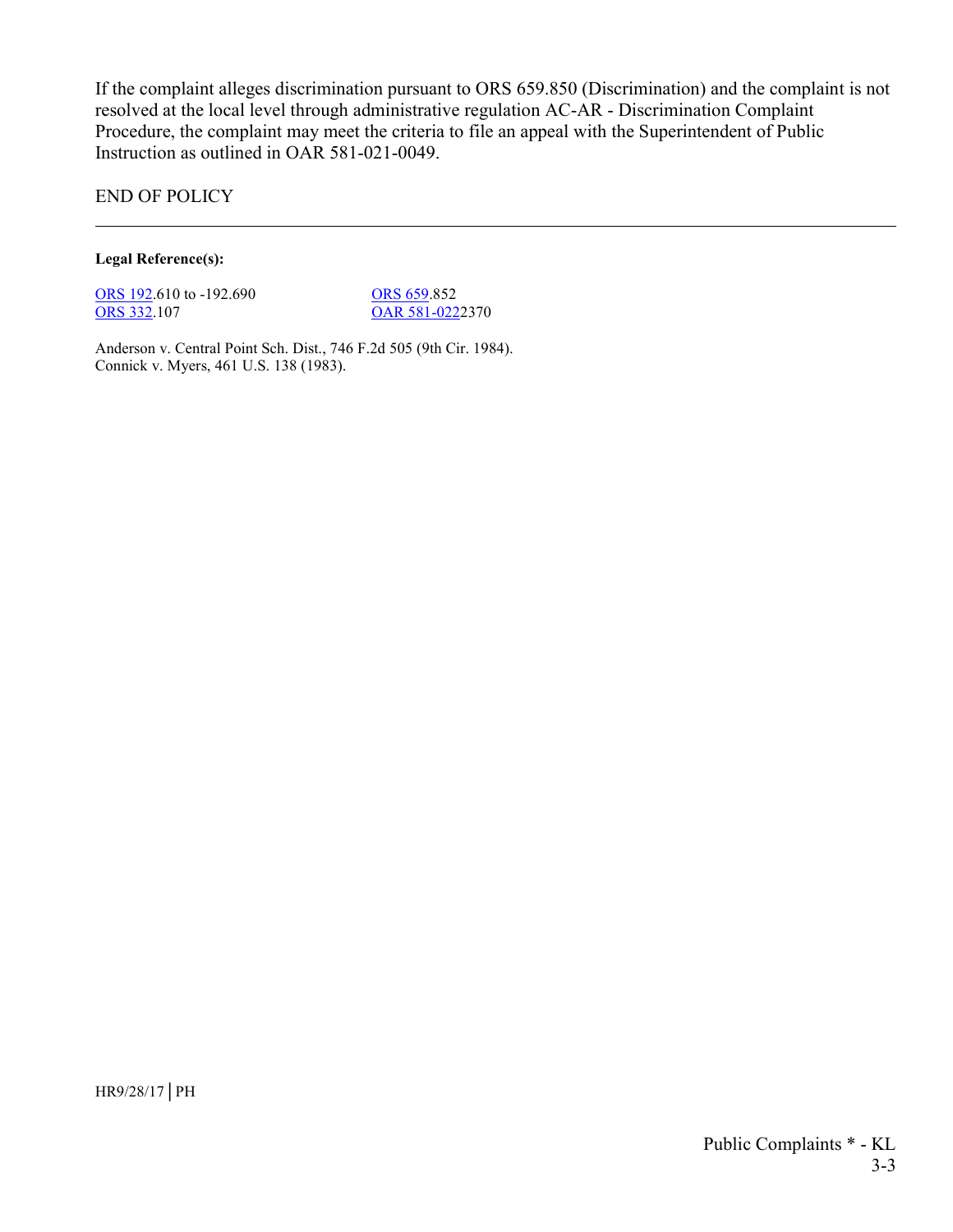If the complaint alleges discrimination pursuant to ORS 659.850 (Discrimination) and the complaint is not resolved at the local level through administrative regulation AC-AR - Discrimination Complaint Procedure, the complaint may meet the criteria to file an appeal with the Superintendent of Public Instruction as outlined in OAR 581-021-0049.

END OF POLICY

---

**Legal Reference(s):**

| | |
|---|---|
| ORS 192.610 to -192.690 | ORS 659.852 |
| ORS 332.107 | OAR 581-0222370 |

Anderson v. Central Point Sch. Dist., 746 F.2d 505 (9th Cir. 1984).
Connick v. Myers, 461 U.S. 138 (1983).

HR9/28/17│PH

Public Complaints * - KL